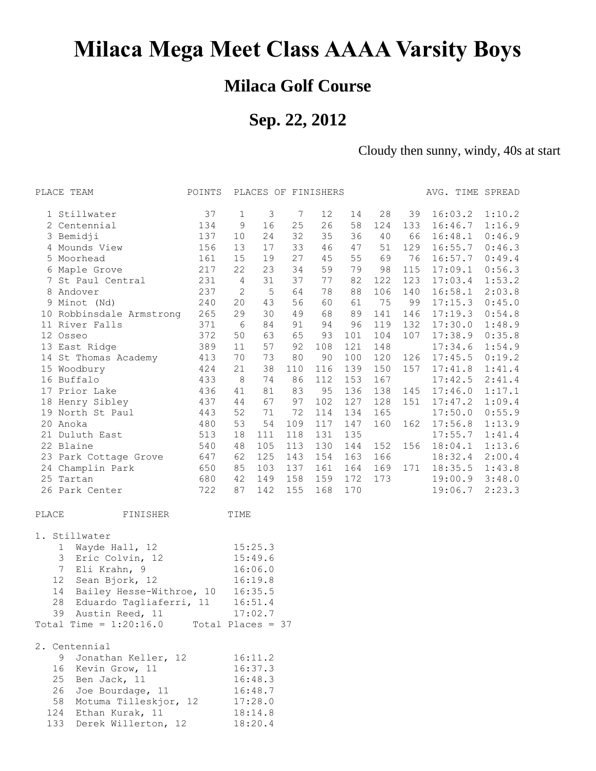# Milaca Mega Meet Class AAAA Varsity Boys

## Milaca Golf Course

## Sep. 22, 2012

Cloudy then sunny, windy, 40s at start

| PLACE | TEAM | POINTS | PLACES OF FINISHERS | | | | | | | AVG. TIME | SPREAD |
|---|---|---|---|---|---|---|---|---|---|---|---|
| 1 | Stillwater | 37 | 1 | 3 | 7 | 12 | 14 | 28 | 39 | 16:03.2 | 1:10.2 |
| 2 | Centennial | 134 | 9 | 16 | 25 | 26 | 58 | 124 | 133 | 16:46.7 | 1:16.9 |
| 3 | Bemidji | 137 | 10 | 24 | 32 | 35 | 36 | 40 | 66 | 16:48.1 | 0:46.9 |
| 4 | Mounds View | 156 | 13 | 17 | 33 | 46 | 47 | 51 | 129 | 16:55.7 | 0:46.3 |
| 5 | Moorhead | 161 | 15 | 19 | 27 | 45 | 55 | 69 | 76 | 16:57.7 | 0:49.4 |
| 6 | Maple Grove | 217 | 22 | 23 | 34 | 59 | 79 | 98 | 115 | 17:09.1 | 0:56.3 |
| 7 | St Paul Central | 231 | 4 | 31 | 37 | 77 | 82 | 122 | 123 | 17:03.4 | 1:53.2 |
| 8 | Andover | 237 | 2 | 5 | 64 | 78 | 88 | 106 | 140 | 16:58.1 | 2:03.8 |
| 9 | Minot (Nd) | 240 | 20 | 43 | 56 | 60 | 61 | 75 | 99 | 17:15.3 | 0:45.0 |
| 10 | Robbinsdale Armstrong | 265 | 29 | 30 | 49 | 68 | 89 | 141 | 146 | 17:19.3 | 0:54.8 |
| 11 | River Falls | 371 | 6 | 84 | 91 | 94 | 96 | 119 | 132 | 17:30.0 | 1:48.9 |
| 12 | Osseo | 372 | 50 | 63 | 65 | 93 | 101 | 104 | 107 | 17:38.9 | 0:35.8 |
| 13 | East Ridge | 389 | 11 | 57 | 92 | 108 | 121 | 148 | | 17:34.6 | 1:54.9 |
| 14 | St Thomas Academy | 413 | 70 | 73 | 80 | 90 | 100 | 120 | 126 | 17:45.5 | 0:19.2 |
| 15 | Woodbury | 424 | 21 | 38 | 110 | 116 | 139 | 150 | 157 | 17:41.8 | 1:41.4 |
| 16 | Buffalo | 433 | 8 | 74 | 86 | 112 | 153 | 167 | | 17:42.5 | 2:41.4 |
| 17 | Prior Lake | 436 | 41 | 81 | 83 | 95 | 136 | 138 | 145 | 17:46.0 | 1:17.1 |
| 18 | Henry Sibley | 437 | 44 | 67 | 97 | 102 | 127 | 128 | 151 | 17:47.2 | 1:09.4 |
| 19 | North St Paul | 443 | 52 | 71 | 72 | 114 | 134 | 165 | | 17:50.0 | 0:55.9 |
| 20 | Anoka | 480 | 53 | 54 | 109 | 117 | 147 | 160 | 162 | 17:56.8 | 1:13.9 |
| 21 | Duluth East | 513 | 18 | 111 | 118 | 131 | 135 | | | 17:55.7 | 1:41.4 |
| 22 | Blaine | 540 | 48 | 105 | 113 | 130 | 144 | 152 | 156 | 18:04.1 | 1:13.6 |
| 23 | Park Cottage Grove | 647 | 62 | 125 | 143 | 154 | 163 | 166 | | 18:32.4 | 2:00.4 |
| 24 | Champlin Park | 650 | 85 | 103 | 137 | 161 | 164 | 169 | 171 | 18:35.5 | 1:43.8 |
| 25 | Tartan | 680 | 42 | 149 | 158 | 159 | 172 | 173 | | 19:00.9 | 3:48.0 |
| 26 | Park Center | 722 | 87 | 142 | 155 | 168 | 170 | | | 19:06.7 | 2:23.3 |

| PLACE | FINISHER | TIME |
|---|---|---|

**1. Stillwater**

| PLACE | FINISHER | TIME |
|---|---|---|
| 1 | Wayde Hall, 12 | 15:25.3 |
| 3 | Eric Colvin, 12 | 15:49.6 |
| 7 | Eli Krahn, 9 | 16:06.0 |
| 12 | Sean Bjork, 12 | 16:19.8 |
| 14 | Bailey Hesse-Withroe, 10 | 16:35.5 |
| 28 | Eduardo Tagliaferri, 11 | 16:51.4 |
| 39 | Austin Reed, 11 | 17:02.7 |

Total Time = 1:20:16.0     Total Places = 37

**2. Centennial**

| PLACE | FINISHER | TIME |
|---|---|---|
| 9 | Jonathan Keller, 12 | 16:11.2 |
| 16 | Kevin Grow, 11 | 16:37.3 |
| 25 | Ben Jack, 11 | 16:48.3 |
| 26 | Joe Bourdage, 11 | 16:48.7 |
| 58 | Motuma Tilleskjor, 12 | 17:28.0 |
| 124 | Ethan Kurak, 11 | 18:14.8 |
| 133 | Derek Willerton, 12 | 18:20.4 |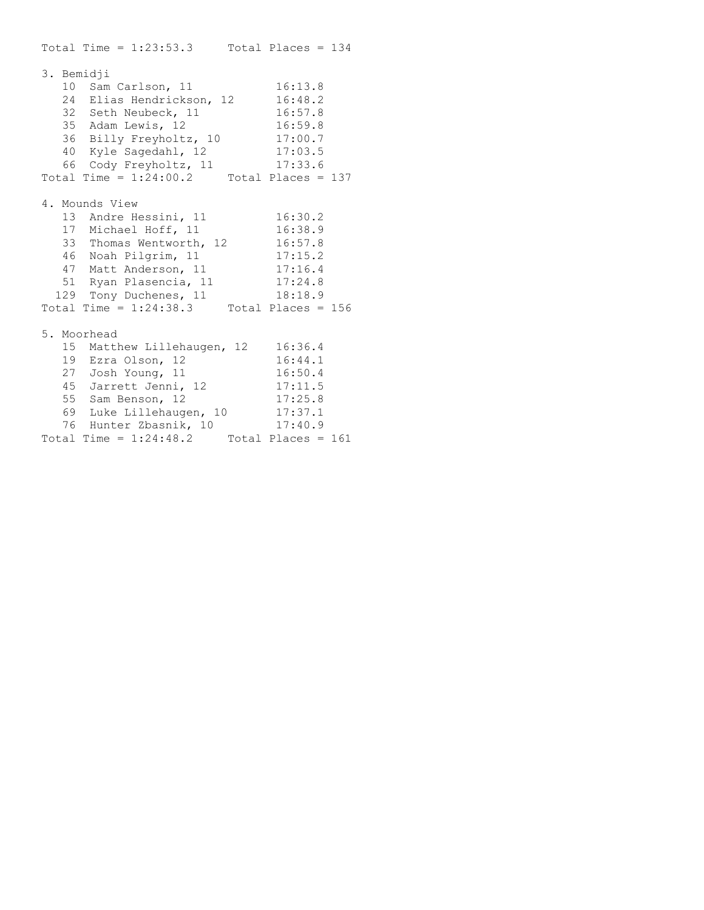Total Time = 1:23:53.3     Total Places = 134

3. Bemidji

| Place | Name | Time |
|---|---|---|
| 10 | Sam Carlson, 11 | 16:13.8 |
| 24 | Elias Hendrickson, 12 | 16:48.2 |
| 32 | Seth Neubeck, 11 | 16:57.8 |
| 35 | Adam Lewis, 12 | 16:59.8 |
| 36 | Billy Freyholtz, 10 | 17:00.7 |
| 40 | Kyle Sagedahl, 12 | 17:03.5 |
| 66 | Cody Freyholtz, 11 | 17:33.6 |

Total Time = 1:24:00.2     Total Places = 137

4. Mounds View

| Place | Name | Time |
|---|---|---|
| 13 | Andre Hessini, 11 | 16:30.2 |
| 17 | Michael Hoff, 11 | 16:38.9 |
| 33 | Thomas Wentworth, 12 | 16:57.8 |
| 46 | Noah Pilgrim, 11 | 17:15.2 |
| 47 | Matt Anderson, 11 | 17:16.4 |
| 51 | Ryan Plasencia, 11 | 17:24.8 |
| 129 | Tony Duchenes, 11 | 18:18.9 |

Total Time = 1:24:38.3     Total Places = 156

5. Moorhead

| Place | Name | Time |
|---|---|---|
| 15 | Matthew Lillehaugen, 12 | 16:36.4 |
| 19 | Ezra Olson, 12 | 16:44.1 |
| 27 | Josh Young, 11 | 16:50.4 |
| 45 | Jarrett Jenni, 12 | 17:11.5 |
| 55 | Sam Benson, 12 | 17:25.8 |
| 69 | Luke Lillehaugen, 10 | 17:37.1 |
| 76 | Hunter Zbasnik, 10 | 17:40.9 |

Total Time = 1:24:48.2     Total Places = 161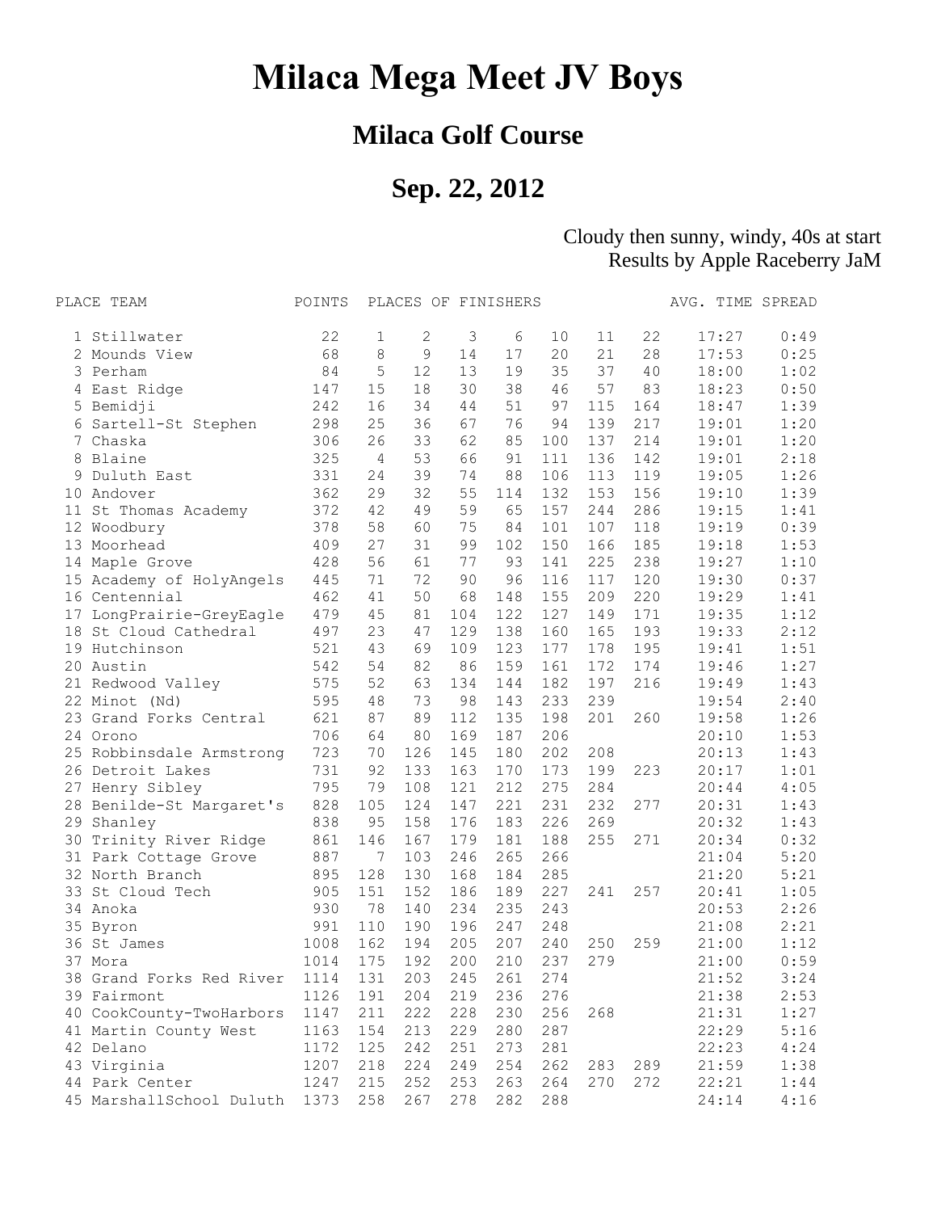# Milaca Mega Meet JV Boys

## Milaca Golf Course

## Sep. 22, 2012

Cloudy then sunny, windy, 40s at start
Results by Apple Raceberry JaM

| PLACE | TEAM | POINTS | PLACES OF FINISHERS | | | | | | | AVG. TIME | SPREAD |
|---|---|---|---|---|---|---|---|---|---|---|---|
| 1 | Stillwater | 22 | 1 | 2 | 3 | 6 | 10 | 11 | 22 | 17:27 | 0:49 |
| 2 | Mounds View | 68 | 8 | 9 | 14 | 17 | 20 | 21 | 28 | 17:53 | 0:25 |
| 3 | Perham | 84 | 5 | 12 | 13 | 19 | 35 | 37 | 40 | 18:00 | 1:02 |
| 4 | East Ridge | 147 | 15 | 18 | 30 | 38 | 46 | 57 | 83 | 18:23 | 0:50 |
| 5 | Bemidji | 242 | 16 | 34 | 44 | 51 | 97 | 115 | 164 | 18:47 | 1:39 |
| 6 | Sartell-St Stephen | 298 | 25 | 36 | 67 | 76 | 94 | 139 | 217 | 19:01 | 1:20 |
| 7 | Chaska | 306 | 26 | 33 | 62 | 85 | 100 | 137 | 214 | 19:01 | 1:20 |
| 8 | Blaine | 325 | 4 | 53 | 66 | 91 | 111 | 136 | 142 | 19:01 | 2:18 |
| 9 | Duluth East | 331 | 24 | 39 | 74 | 88 | 106 | 113 | 119 | 19:05 | 1:26 |
| 10 | Andover | 362 | 29 | 32 | 55 | 114 | 132 | 153 | 156 | 19:10 | 1:39 |
| 11 | St Thomas Academy | 372 | 42 | 49 | 59 | 65 | 157 | 244 | 286 | 19:15 | 1:41 |
| 12 | Woodbury | 378 | 58 | 60 | 75 | 84 | 101 | 107 | 118 | 19:19 | 0:39 |
| 13 | Moorhead | 409 | 27 | 31 | 99 | 102 | 150 | 166 | 185 | 19:18 | 1:53 |
| 14 | Maple Grove | 428 | 56 | 61 | 77 | 93 | 141 | 225 | 238 | 19:27 | 1:10 |
| 15 | Academy of HolyAngels | 445 | 71 | 72 | 90 | 96 | 116 | 117 | 120 | 19:30 | 0:37 |
| 16 | Centennial | 462 | 41 | 50 | 68 | 148 | 155 | 209 | 220 | 19:29 | 1:41 |
| 17 | LongPrairie-GreyEagle | 479 | 45 | 81 | 104 | 122 | 127 | 149 | 171 | 19:35 | 1:12 |
| 18 | St Cloud Cathedral | 497 | 23 | 47 | 129 | 138 | 160 | 165 | 193 | 19:33 | 2:12 |
| 19 | Hutchinson | 521 | 43 | 69 | 109 | 123 | 177 | 178 | 195 | 19:41 | 1:51 |
| 20 | Austin | 542 | 54 | 82 | 86 | 159 | 161 | 172 | 174 | 19:46 | 1:27 |
| 21 | Redwood Valley | 575 | 52 | 63 | 134 | 144 | 182 | 197 | 216 | 19:49 | 1:43 |
| 22 | Minot (Nd) | 595 | 48 | 73 | 98 | 143 | 233 | 239 | | 19:54 | 2:40 |
| 23 | Grand Forks Central | 621 | 87 | 89 | 112 | 135 | 198 | 201 | 260 | 19:58 | 1:26 |
| 24 | Orono | 706 | 64 | 80 | 169 | 187 | 206 | | | 20:10 | 1:53 |
| 25 | Robbinsdale Armstrong | 723 | 70 | 126 | 145 | 180 | 202 | 208 | | 20:13 | 1:43 |
| 26 | Detroit Lakes | 731 | 92 | 133 | 163 | 170 | 173 | 199 | 223 | 20:17 | 1:01 |
| 27 | Henry Sibley | 795 | 79 | 108 | 121 | 212 | 275 | 284 | | 20:44 | 4:05 |
| 28 | Benilde-St Margaret's | 828 | 105 | 124 | 147 | 221 | 231 | 232 | 277 | 20:31 | 1:43 |
| 29 | Shanley | 838 | 95 | 158 | 176 | 183 | 226 | 269 | | 20:32 | 1:43 |
| 30 | Trinity River Ridge | 861 | 146 | 167 | 179 | 181 | 188 | 255 | 271 | 20:34 | 0:32 |
| 31 | Park Cottage Grove | 887 | 7 | 103 | 246 | 265 | 266 | | | 21:04 | 5:20 |
| 32 | North Branch | 895 | 128 | 130 | 168 | 184 | 285 | | | 21:20 | 5:21 |
| 33 | St Cloud Tech | 905 | 151 | 152 | 186 | 189 | 227 | 241 | 257 | 20:41 | 1:05 |
| 34 | Anoka | 930 | 78 | 140 | 234 | 235 | 243 | | | 20:53 | 2:26 |
| 35 | Byron | 991 | 110 | 190 | 196 | 247 | 248 | | | 21:08 | 2:21 |
| 36 | St James | 1008 | 162 | 194 | 205 | 207 | 240 | 250 | 259 | 21:00 | 1:12 |
| 37 | Mora | 1014 | 175 | 192 | 200 | 210 | 237 | 279 | | 21:00 | 0:59 |
| 38 | Grand Forks Red River | 1114 | 131 | 203 | 245 | 261 | 274 | | | 21:52 | 3:24 |
| 39 | Fairmont | 1126 | 191 | 204 | 219 | 236 | 276 | | | 21:38 | 2:53 |
| 40 | CookCounty-TwoHarbors | 1147 | 211 | 222 | 228 | 230 | 256 | 268 | | 21:31 | 1:27 |
| 41 | Martin County West | 1163 | 154 | 213 | 229 | 280 | 287 | | | 22:29 | 5:16 |
| 42 | Delano | 1172 | 125 | 242 | 251 | 273 | 281 | | | 22:23 | 4:24 |
| 43 | Virginia | 1207 | 218 | 224 | 249 | 254 | 262 | 283 | 289 | 21:59 | 1:38 |
| 44 | Park Center | 1247 | 215 | 252 | 253 | 263 | 264 | 270 | 272 | 22:21 | 1:44 |
| 45 | MarshallSchool Duluth | 1373 | 258 | 267 | 278 | 282 | 288 | | | 24:14 | 4:16 |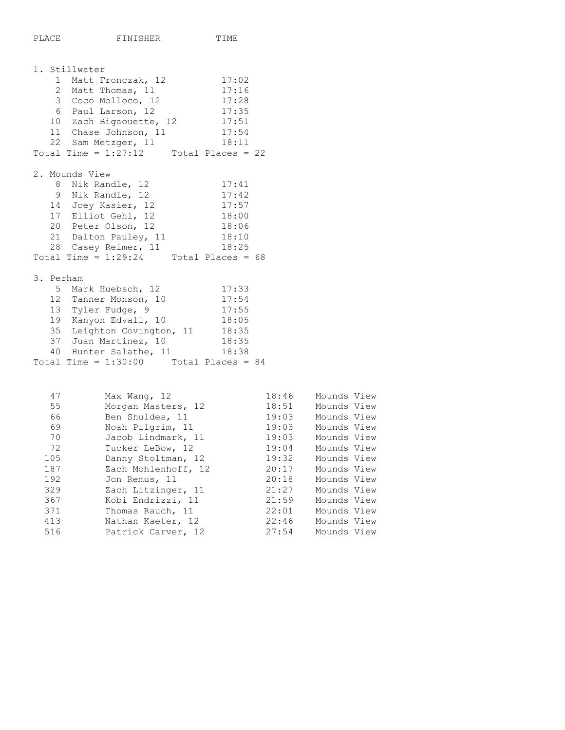| PLACE | FINISHER | TIME |
|---|---|---|

**1. Stillwater**

| Place | Finisher | Time |
|---|---|---|
| 1 | Matt Fronczak, 12 | 17:02 |
| 2 | Matt Thomas, 11 | 17:16 |
| 3 | Coco Molloco, 12 | 17:28 |
| 6 | Paul Larson, 12 | 17:35 |
| 10 | Zach Bigaouette, 12 | 17:51 |
| 11 | Chase Johnson, 11 | 17:54 |
| 22 | Sam Metzger, 11 | 18:11 |

Total Time = 1:27:12     Total Places = 22

**2. Mounds View**

| Place | Finisher | Time |
|---|---|---|
| 8 | Nik Randle, 12 | 17:41 |
| 9 | Nik Randle, 12 | 17:42 |
| 14 | Joey Kasier, 12 | 17:57 |
| 17 | Elliot Gehl, 12 | 18:00 |
| 20 | Peter Olson, 12 | 18:06 |
| 21 | Dalton Pauley, 11 | 18:10 |
| 28 | Casey Reimer, 11 | 18:25 |

Total Time = 1:29:24     Total Places = 68

**3. Perham**

| Place | Finisher | Time |
|---|---|---|
| 5 | Mark Huebsch, 12 | 17:33 |
| 12 | Tanner Monson, 10 | 17:54 |
| 13 | Tyler Fudge, 9 | 17:55 |
| 19 | Kanyon Edvall, 10 | 18:05 |
| 35 | Leighton Covington, 11 | 18:35 |
| 37 | Juan Martinez, 10 | 18:35 |
| 40 | Hunter Salathe, 11 | 18:38 |

Total Time = 1:30:00     Total Places = 84

| Place | Finisher | Time | School |
|---|---|---|---|
| 47 | Max Wang, 12 | 18:46 | Mounds View |
| 55 | Morgan Masters, 12 | 18:51 | Mounds View |
| 66 | Ben Shuldes, 11 | 19:03 | Mounds View |
| 69 | Noah Pilgrim, 11 | 19:03 | Mounds View |
| 70 | Jacob Lindmark, 11 | 19:03 | Mounds View |
| 72 | Tucker LeBow, 12 | 19:04 | Mounds View |
| 105 | Danny Stoltman, 12 | 19:32 | Mounds View |
| 187 | Zach Mohlenhoff, 12 | 20:17 | Mounds View |
| 192 | Jon Remus, 11 | 20:18 | Mounds View |
| 329 | Zach Litzinger, 11 | 21:27 | Mounds View |
| 367 | Kobi Endrizzi, 11 | 21:59 | Mounds View |
| 371 | Thomas Rauch, 11 | 22:01 | Mounds View |
| 413 | Nathan Kaeter, 12 | 22:46 | Mounds View |
| 516 | Patrick Carver, 12 | 27:54 | Mounds View |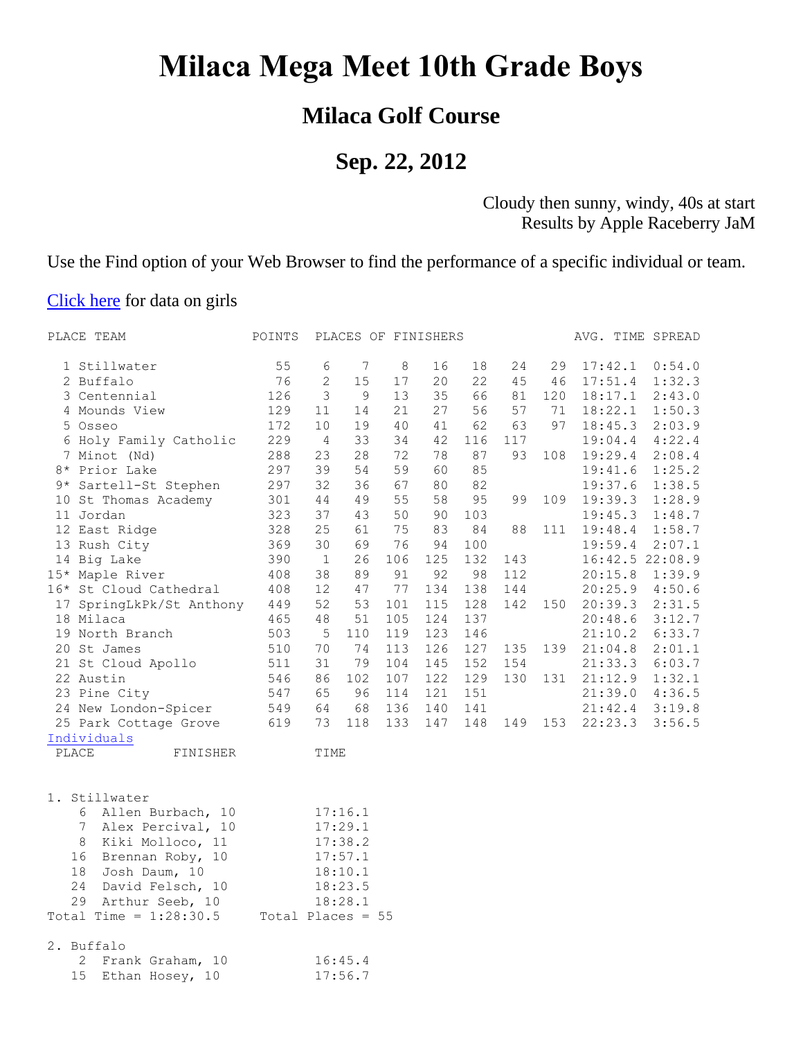# Milaca Mega Meet 10th Grade Boys

## Milaca Golf Course

## Sep. 22, 2012

Cloudy then sunny, windy, 40s at start
Results by Apple Raceberry JaM

Use the Find option of your Web Browser to find the performance of a specific individual or team.

Click here for data on girls

| PLACE | TEAM | POINTS | PLACES OF FINISHERS | | | | | | | AVG. TIME | SPREAD |
|---|---|---|---|---|---|---|---|---|---|---|---|
| 1 | Stillwater | 55 | 6 | 7 | 8 | 16 | 18 | 24 | 29 | 17:42.1 | 0:54.0 |
| 2 | Buffalo | 76 | 2 | 15 | 17 | 20 | 22 | 45 | 46 | 17:51.4 | 1:32.3 |
| 3 | Centennial | 126 | 3 | 9 | 13 | 35 | 66 | 81 | 120 | 18:17.1 | 2:43.0 |
| 4 | Mounds View | 129 | 11 | 14 | 21 | 27 | 56 | 57 | 71 | 18:22.1 | 1:50.3 |
| 5 | Osseo | 172 | 10 | 19 | 40 | 41 | 62 | 63 | 97 | 18:45.3 | 2:03.9 |
| 6 | Holy Family Catholic | 229 | 4 | 33 | 34 | 42 | 116 | 117 | | 19:04.4 | 4:22.4 |
| 7 | Minot (Nd) | 288 | 23 | 28 | 72 | 78 | 87 | 93 | 108 | 19:29.4 | 2:08.4 |
| 8* | Prior Lake | 297 | 39 | 54 | 59 | 60 | 85 | | | 19:41.6 | 1:25.2 |
| 9* | Sartell-St Stephen | 297 | 32 | 36 | 67 | 80 | 82 | | | 19:37.6 | 1:38.5 |
| 10 | St Thomas Academy | 301 | 44 | 49 | 55 | 58 | 95 | 99 | 109 | 19:39.3 | 1:28.9 |
| 11 | Jordan | 323 | 37 | 43 | 50 | 90 | 103 | | | 19:45.3 | 1:48.7 |
| 12 | East Ridge | 328 | 25 | 61 | 75 | 83 | 84 | 88 | 111 | 19:48.4 | 1:58.7 |
| 13 | Rush City | 369 | 30 | 69 | 76 | 94 | 100 | | | 19:59.4 | 2:07.1 |
| 14 | Big Lake | 390 | 1 | 26 | 106 | 125 | 132 | 143 | | 16:42.5 | 22:08.9 |
| 15* | Maple River | 408 | 38 | 89 | 91 | 92 | 98 | 112 | | 20:15.8 | 1:39.9 |
| 16* | St Cloud Cathedral | 408 | 12 | 47 | 77 | 134 | 138 | 144 | | 20:25.9 | 4:50.6 |
| 17 | SpringLkPk/St Anthony | 449 | 52 | 53 | 101 | 115 | 128 | 142 | 150 | 20:39.3 | 2:31.5 |
| 18 | Milaca | 465 | 48 | 51 | 105 | 124 | 137 | | | 20:48.6 | 3:12.7 |
| 19 | North Branch | 503 | 5 | 110 | 119 | 123 | 146 | | | 21:10.2 | 6:33.7 |
| 20 | St James | 510 | 70 | 74 | 113 | 126 | 127 | 135 | 139 | 21:04.8 | 2:01.1 |
| 21 | St Cloud Apollo | 511 | 31 | 79 | 104 | 145 | 152 | 154 | | 21:33.3 | 6:03.7 |
| 22 | Austin | 546 | 86 | 102 | 107 | 122 | 129 | 130 | 131 | 21:12.9 | 1:32.1 |
| 23 | Pine City | 547 | 65 | 96 | 114 | 121 | 151 | | | 21:39.0 | 4:36.5 |
| 24 | New London-Spicer | 549 | 64 | 68 | 136 | 140 | 141 | | | 21:42.4 | 3:19.8 |
| 25 | Park Cottage Grove | 619 | 73 | 118 | 133 | 147 | 148 | 149 | 153 | 22:23.3 | 3:56.5 |

Individuals

```
 PLACE          FINISHER          TIME


1. Stillwater
    6  Allen Burbach, 10          17:16.1
    7  Alex Percival, 10          17:29.1
    8  Kiki Molloco, 11           17:38.2
   16  Brennan Roby, 10           17:57.1
   18  Josh Daum, 10              18:10.1
   24  David Felsch, 10           18:23.5
   29  Arthur Seeb, 10            18:28.1
Total Time = 1:28:30.5     Total Places = 55

2. Buffalo
    2  Frank Graham, 10           16:45.4
   15  Ethan Hosey, 10            17:56.7
```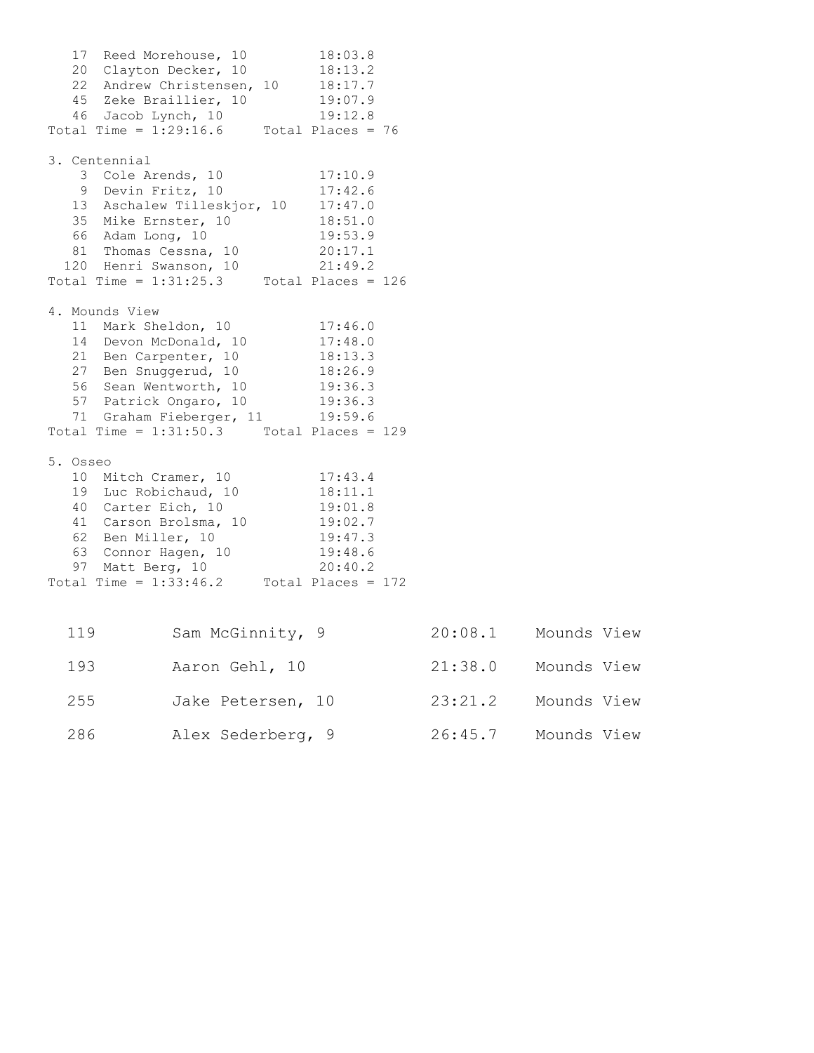```
   17  Reed Morehouse, 10         18:03.8
   20  Clayton Decker, 10         18:13.2
   22  Andrew Christensen, 10     18:17.7
   45  Zeke Braillier, 10         19:07.9
   46  Jacob Lynch, 10            19:12.8
Total Time = 1:29:16.6     Total Places = 76

3. Centennial
    3  Cole Arends, 10            17:10.9
    9  Devin Fritz, 10            17:42.6
   13  Aschalew Tilleskjor, 10    17:47.0
   35  Mike Ernster, 10           18:51.0
   66  Adam Long, 10              19:53.9
   81  Thomas Cessna, 10          20:17.1
  120  Henri Swanson, 10          21:49.2
Total Time = 1:31:25.3     Total Places = 126

4. Mounds View
   11  Mark Sheldon, 10           17:46.0
   14  Devon McDonald, 10         17:48.0
   21  Ben Carpenter, 10          18:13.3
   27  Ben Snuggerud, 10          18:26.9
   56  Sean Wentworth, 10         19:36.3
   57  Patrick Ongaro, 10         19:36.3
   71  Graham Fieberger, 11       19:59.6
Total Time = 1:31:50.3     Total Places = 129

5. Osseo
   10  Mitch Cramer, 10           17:43.4
   19  Luc Robichaud, 10          18:11.1
   40  Carter Eich, 10            19:01.8
   41  Carson Brolsma, 10         19:02.7
   62  Ben Miller, 10             19:47.3
   63  Connor Hagen, 10           19:48.6
   97  Matt Berg, 10              20:40.2
Total Time = 1:33:46.2     Total Places = 172
```

| | | | |
|---|---|---|---|
| 119 | Sam McGinnity, 9 | 20:08.1 | Mounds View |
| 193 | Aaron Gehl, 10 | 21:38.0 | Mounds View |
| 255 | Jake Petersen, 10 | 23:21.2 | Mounds View |
| 286 | Alex Sederberg, 9 | 26:45.7 | Mounds View |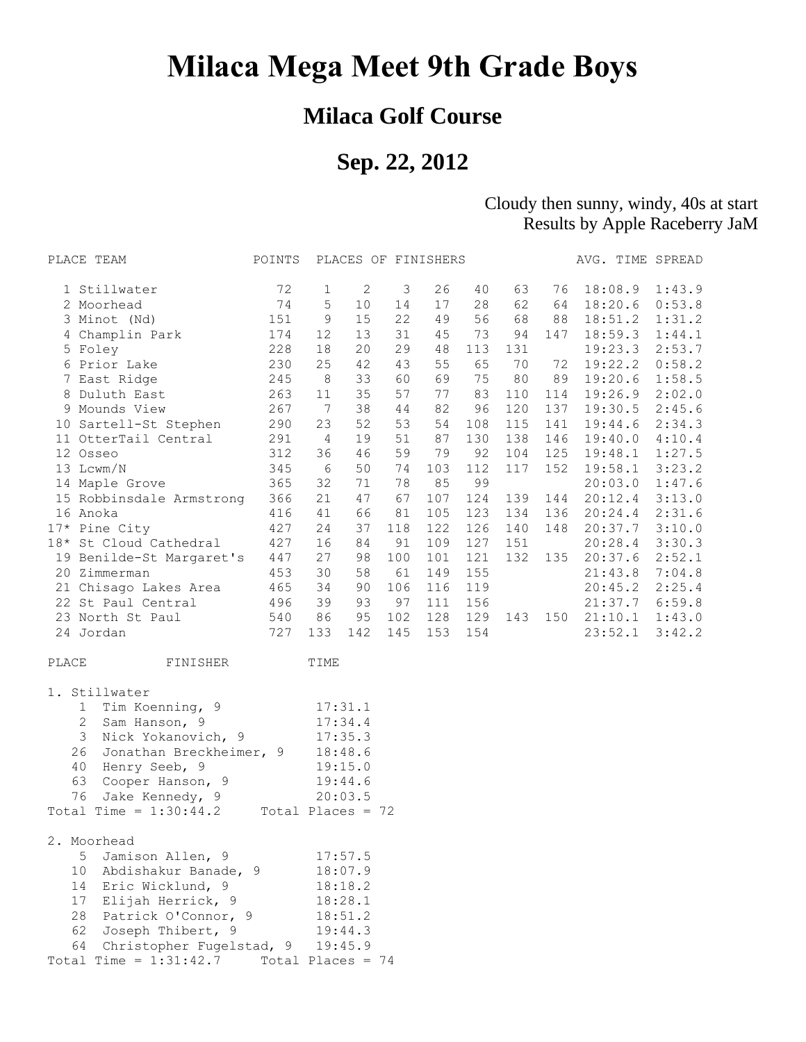# Milaca Mega Meet 9th Grade Boys

## Milaca Golf Course

## Sep. 22, 2012

Cloudy then sunny, windy, 40s at start
Results by Apple Raceberry JaM

| PLACE | TEAM | POINTS | PLACES OF FINISHERS | | | | | | | AVG. TIME | SPREAD |
|---|---|---|---|---|---|---|---|---|---|---|---|
| 1 | Stillwater | 72 | 1 | 2 | 3 | 26 | 40 | 63 | 76 | 18:08.9 | 1:43.9 |
| 2 | Moorhead | 74 | 5 | 10 | 14 | 17 | 28 | 62 | 64 | 18:20.6 | 0:53.8 |
| 3 | Minot (Nd) | 151 | 9 | 15 | 22 | 49 | 56 | 68 | 88 | 18:51.2 | 1:31.2 |
| 4 | Champlin Park | 174 | 12 | 13 | 31 | 45 | 73 | 94 | 147 | 18:59.3 | 1:44.1 |
| 5 | Foley | 228 | 18 | 20 | 29 | 48 | 113 | 131 | | 19:23.3 | 2:53.7 |
| 6 | Prior Lake | 230 | 25 | 42 | 43 | 55 | 65 | 70 | 72 | 19:22.2 | 0:58.2 |
| 7 | East Ridge | 245 | 8 | 33 | 60 | 69 | 75 | 80 | 89 | 19:20.6 | 1:58.5 |
| 8 | Duluth East | 263 | 11 | 35 | 57 | 77 | 83 | 110 | 114 | 19:26.9 | 2:02.0 |
| 9 | Mounds View | 267 | 7 | 38 | 44 | 82 | 96 | 120 | 137 | 19:30.5 | 2:45.6 |
| 10 | Sartell-St Stephen | 290 | 23 | 52 | 53 | 54 | 108 | 115 | 141 | 19:44.6 | 2:34.3 |
| 11 | OtterTail Central | 291 | 4 | 19 | 51 | 87 | 130 | 138 | 146 | 19:40.0 | 4:10.4 |
| 12 | Osseo | 312 | 36 | 46 | 59 | 79 | 92 | 104 | 125 | 19:48.1 | 1:27.5 |
| 13 | Lcwm/N | 345 | 6 | 50 | 74 | 103 | 112 | 117 | 152 | 19:58.1 | 3:23.2 |
| 14 | Maple Grove | 365 | 32 | 71 | 78 | 85 | 99 | | | 20:03.0 | 1:47.6 |
| 15 | Robbinsdale Armstrong | 366 | 21 | 47 | 67 | 107 | 124 | 139 | 144 | 20:12.4 | 3:13.0 |
| 16 | Anoka | 416 | 41 | 66 | 81 | 105 | 123 | 134 | 136 | 20:24.4 | 2:31.6 |
| 17* | Pine City | 427 | 24 | 37 | 118 | 122 | 126 | 140 | 148 | 20:37.7 | 3:10.0 |
| 18* | St Cloud Cathedral | 427 | 16 | 84 | 91 | 109 | 127 | 151 | | 20:28.4 | 3:30.3 |
| 19 | Benilde-St Margaret's | 447 | 27 | 98 | 100 | 101 | 121 | 132 | 135 | 20:37.6 | 2:52.1 |
| 20 | Zimmerman | 453 | 30 | 58 | 61 | 149 | 155 | | | 21:43.8 | 7:04.8 |
| 21 | Chisago Lakes Area | 465 | 34 | 90 | 106 | 116 | 119 | | | 20:45.2 | 2:25.4 |
| 22 | St Paul Central | 496 | 39 | 93 | 97 | 111 | 156 | | | 21:37.7 | 6:59.8 |
| 23 | North St Paul | 540 | 86 | 95 | 102 | 128 | 129 | 143 | 150 | 21:10.1 | 1:43.0 |
| 24 | Jordan | 727 | 133 | 142 | 145 | 153 | 154 | | | 23:52.1 | 3:42.2 |

```
PLACE          FINISHER          TIME

1. Stillwater
    1  Tim Koenning, 9           17:31.1
    2  Sam Hanson, 9             17:34.4
    3  Nick Yokanovich, 9        17:35.3
   26  Jonathan Breckheimer, 9   18:48.6
   40  Henry Seeb, 9             19:15.0
   63  Cooper Hanson, 9          19:44.6
   76  Jake Kennedy, 9           20:03.5
Total Time = 1:30:44.2     Total Places = 72

2. Moorhead
    5  Jamison Allen, 9          17:57.5
   10  Abdishakur Banade, 9      18:07.9
   14  Eric Wicklund, 9          18:18.2
   17  Elijah Herrick, 9         18:28.1
   28  Patrick O'Connor, 9       18:51.2
   62  Joseph Thibert, 9         19:44.3
   64  Christopher Fugelstad, 9  19:45.9
Total Time = 1:31:42.7     Total Places = 74
```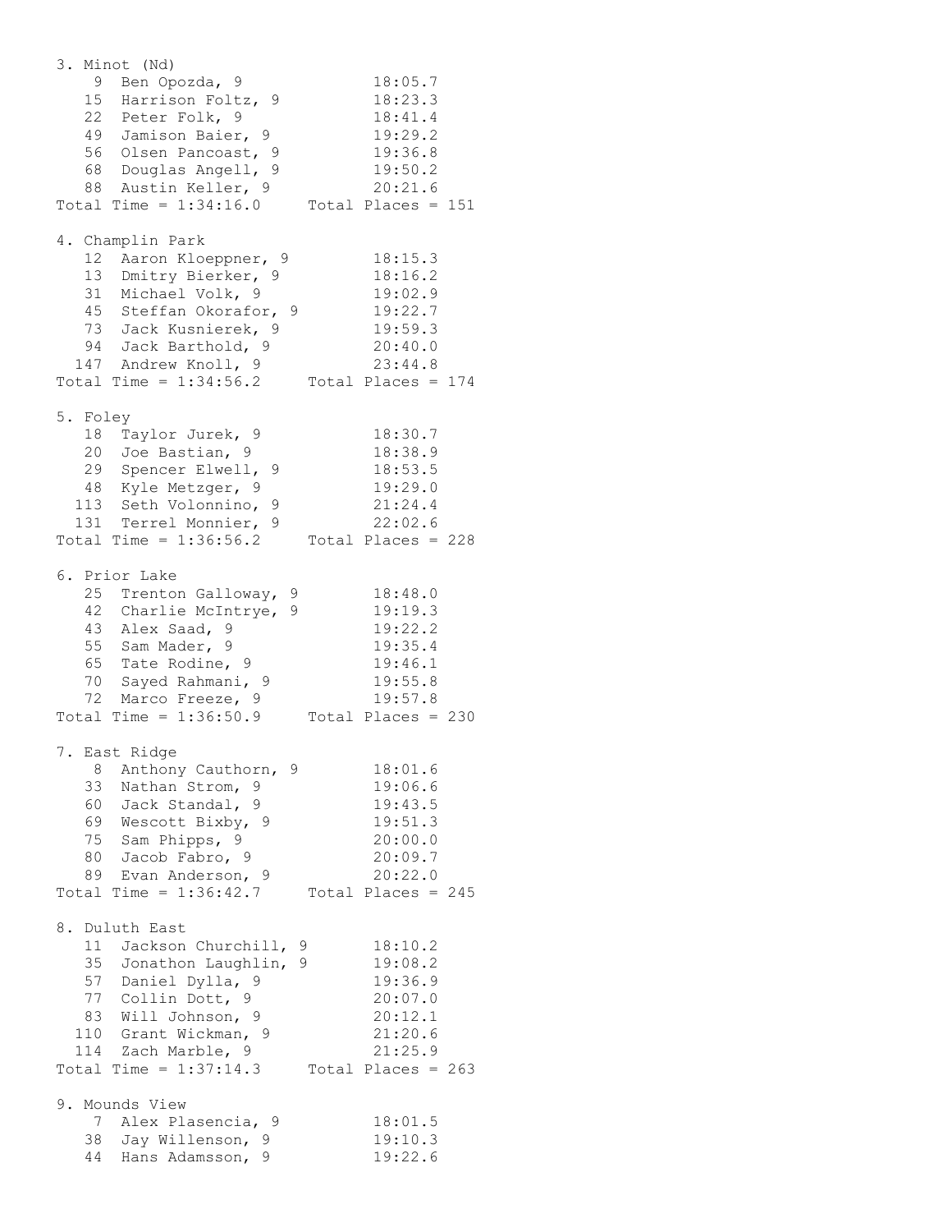```
3. Minot (Nd)
    9  Ben Opozda, 9             18:05.7
   15  Harrison Foltz, 9         18:23.3
   22  Peter Folk, 9             18:41.4
   49  Jamison Baier, 9          19:29.2
   56  Olsen Pancoast, 9         19:36.8
   68  Douglas Angell, 9         19:50.2
   88  Austin Keller, 9          20:21.6
Total Time = 1:34:16.0     Total Places = 151

4. Champlin Park
   12  Aaron Kloeppner, 9        18:15.3
   13  Dmitry Bierker, 9         18:16.2
   31  Michael Volk, 9           19:02.9
   45  Steffan Okorafor, 9       19:22.7
   73  Jack Kusnierek, 9         19:59.3
   94  Jack Barthold, 9          20:40.0
  147  Andrew Knoll, 9           23:44.8
Total Time = 1:34:56.2     Total Places = 174

5. Foley
   18  Taylor Jurek, 9           18:30.7
   20  Joe Bastian, 9            18:38.9
   29  Spencer Elwell, 9         18:53.5
   48  Kyle Metzger, 9           19:29.0
  113  Seth Volonnino, 9         21:24.4
  131  Terrel Monnier, 9         22:02.6
Total Time = 1:36:56.2     Total Places = 228

6. Prior Lake
   25  Trenton Galloway, 9       18:48.0
   42  Charlie McIntrye, 9       19:19.3
   43  Alex Saad, 9              19:22.2
   55  Sam Mader, 9              19:35.4
   65  Tate Rodine, 9            19:46.1
   70  Sayed Rahmani, 9          19:55.8
   72  Marco Freeze, 9           19:57.8
Total Time = 1:36:50.9     Total Places = 230

7. East Ridge
    8  Anthony Cauthorn, 9       18:01.6
   33  Nathan Strom, 9           19:06.6
   60  Jack Standal, 9           19:43.5
   69  Wescott Bixby, 9          19:51.3
   75  Sam Phipps, 9             20:00.0
   80  Jacob Fabro, 9            20:09.7
   89  Evan Anderson, 9          20:22.0
Total Time = 1:36:42.7     Total Places = 245

8. Duluth East
   11  Jackson Churchill, 9      18:10.2
   35  Jonathon Laughlin, 9      19:08.2
   57  Daniel Dylla, 9           19:36.9
   77  Collin Dott, 9            20:07.0
   83  Will Johnson, 9           20:12.1
  110  Grant Wickman, 9          21:20.6
  114  Zach Marble, 9            21:25.9
Total Time = 1:37:14.3     Total Places = 263

9. Mounds View
    7  Alex Plasencia, 9         18:01.5
   38  Jay Willenson, 9          19:10.3
   44  Hans Adamsson, 9          19:22.6
```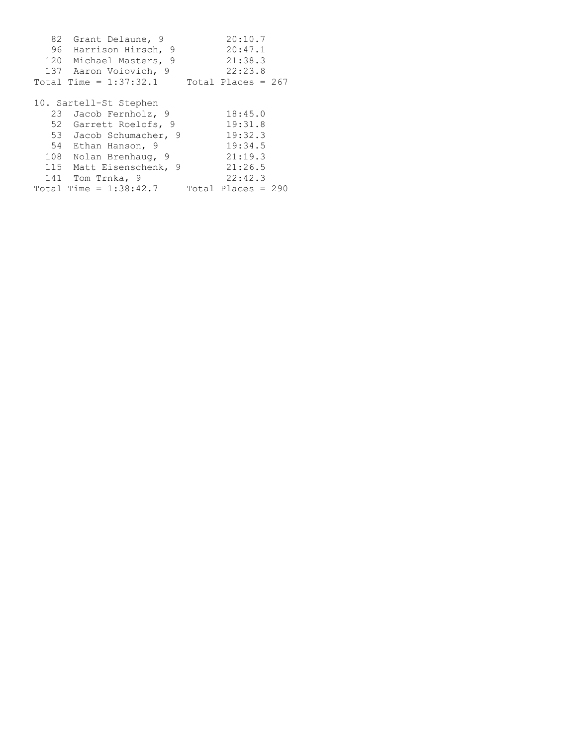```
   82  Grant Delaune, 9           20:10.7
   96  Harrison Hirsch, 9         20:47.1
  120  Michael Masters, 9         21:38.3
  137  Aaron Voiovich, 9          22:23.8
Total Time = 1:37:32.1     Total Places = 267

10. Sartell-St Stephen
   23  Jacob Fernholz, 9          18:45.0
   52  Garrett Roelofs, 9         19:31.8
   53  Jacob Schumacher, 9        19:32.3
   54  Ethan Hanson, 9            19:34.5
  108  Nolan Brenhaug, 9          21:19.3
  115  Matt Eisenschenk, 9        21:26.5
  141  Tom Trnka, 9               22:42.3
Total Time = 1:38:42.7     Total Places = 290
```